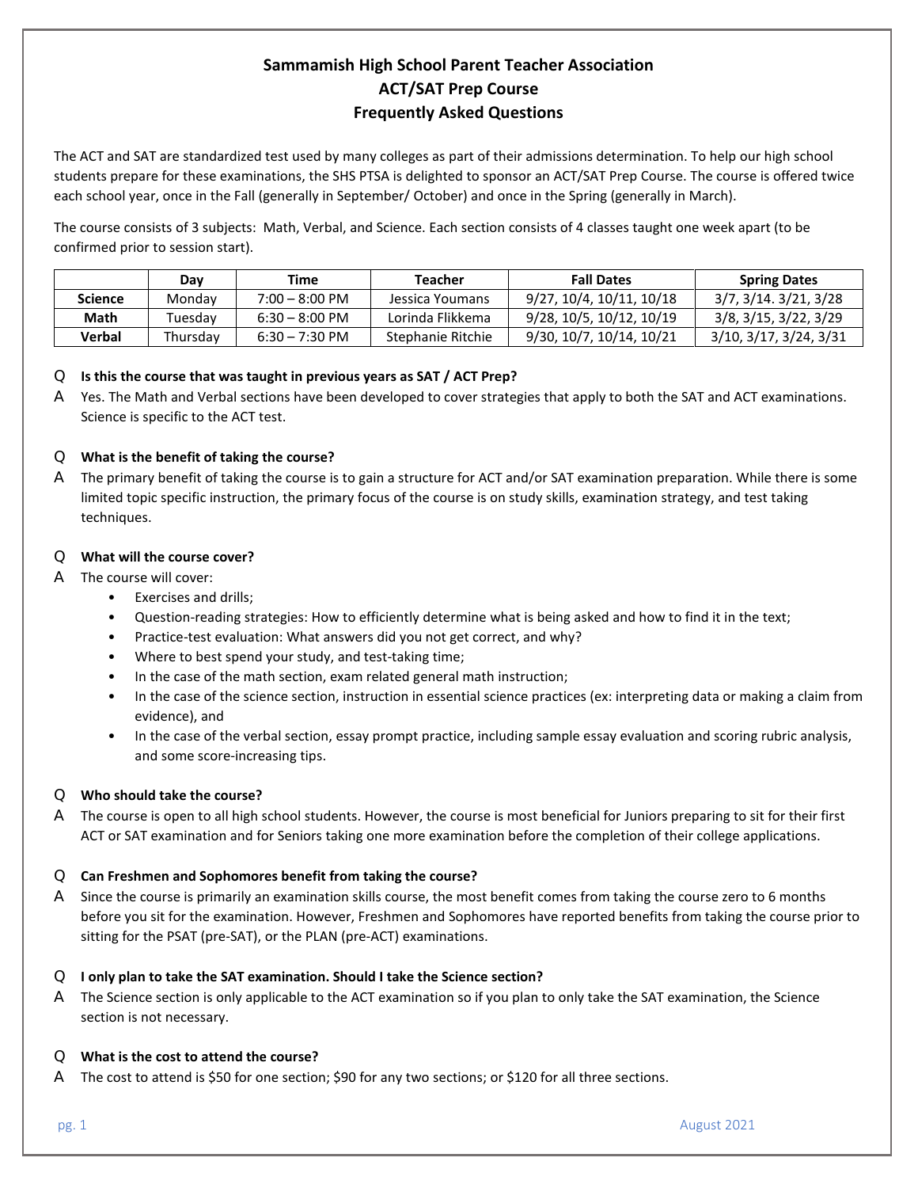# Sammamish High School Parent Teacher Association
## ACT/SAT Prep Course
## Frequently Asked Questions

The ACT and SAT are standardized test used by many colleges as part of their admissions determination. To help our high school students prepare for these examinations, the SHS PTSA is delighted to sponsor an ACT/SAT Prep Course. The course is offered twice each school year, once in the Fall (generally in September/ October) and once in the Spring (generally in March).

The course consists of 3 subjects: Math, Verbal, and Science. Each section consists of 4 classes taught one week apart (to be confirmed prior to session start).

| | Day | Time | Teacher | Fall Dates | Spring Dates |
|---|---|---|---|---|---|
| **Science** | Monday | 7:00 – 8:00 PM | Jessica Youmans | 9/27, 10/4, 10/11, 10/18 | 3/7, 3/14. 3/21, 3/28 |
| **Math** | Tuesday | 6:30 – 8:00 PM | Lorinda Flikkema | 9/28, 10/5, 10/12, 10/19 | 3/8, 3/15, 3/22, 3/29 |
| **Verbal** | Thursday | 6:30 – 7:30 PM | Stephanie Ritchie | 9/30, 10/7, 10/14, 10/21 | 3/10, 3/17, 3/24, 3/31 |

Q **Is this the course that was taught in previous years as SAT / ACT Prep?**

A Yes. The Math and Verbal sections have been developed to cover strategies that apply to both the SAT and ACT examinations. Science is specific to the ACT test.

Q **What is the benefit of taking the course?**

A The primary benefit of taking the course is to gain a structure for ACT and/or SAT examination preparation. While there is some limited topic specific instruction, the primary focus of the course is on study skills, examination strategy, and test taking techniques.

Q **What will the course cover?**

A The course will cover:

- Exercises and drills;
- Question-reading strategies: How to efficiently determine what is being asked and how to find it in the text;
- Practice-test evaluation: What answers did you not get correct, and why?
- Where to best spend your study, and test-taking time;
- In the case of the math section, exam related general math instruction;
- In the case of the science section, instruction in essential science practices (ex: interpreting data or making a claim from evidence), and
- In the case of the verbal section, essay prompt practice, including sample essay evaluation and scoring rubric analysis, and some score-increasing tips.

Q **Who should take the course?**

A The course is open to all high school students. However, the course is most beneficial for Juniors preparing to sit for their first ACT or SAT examination and for Seniors taking one more examination before the completion of their college applications.

Q **Can Freshmen and Sophomores benefit from taking the course?**

A Since the course is primarily an examination skills course, the most benefit comes from taking the course zero to 6 months before you sit for the examination. However, Freshmen and Sophomores have reported benefits from taking the course prior to sitting for the PSAT (pre-SAT), or the PLAN (pre-ACT) examinations.

Q **I only plan to take the SAT examination. Should I take the Science section?**

A The Science section is only applicable to the ACT examination so if you plan to only take the SAT examination, the Science section is not necessary.

Q **What is the cost to attend the course?**

A The cost to attend is $50 for one section; $90 for any two sections; or $120 for all three sections.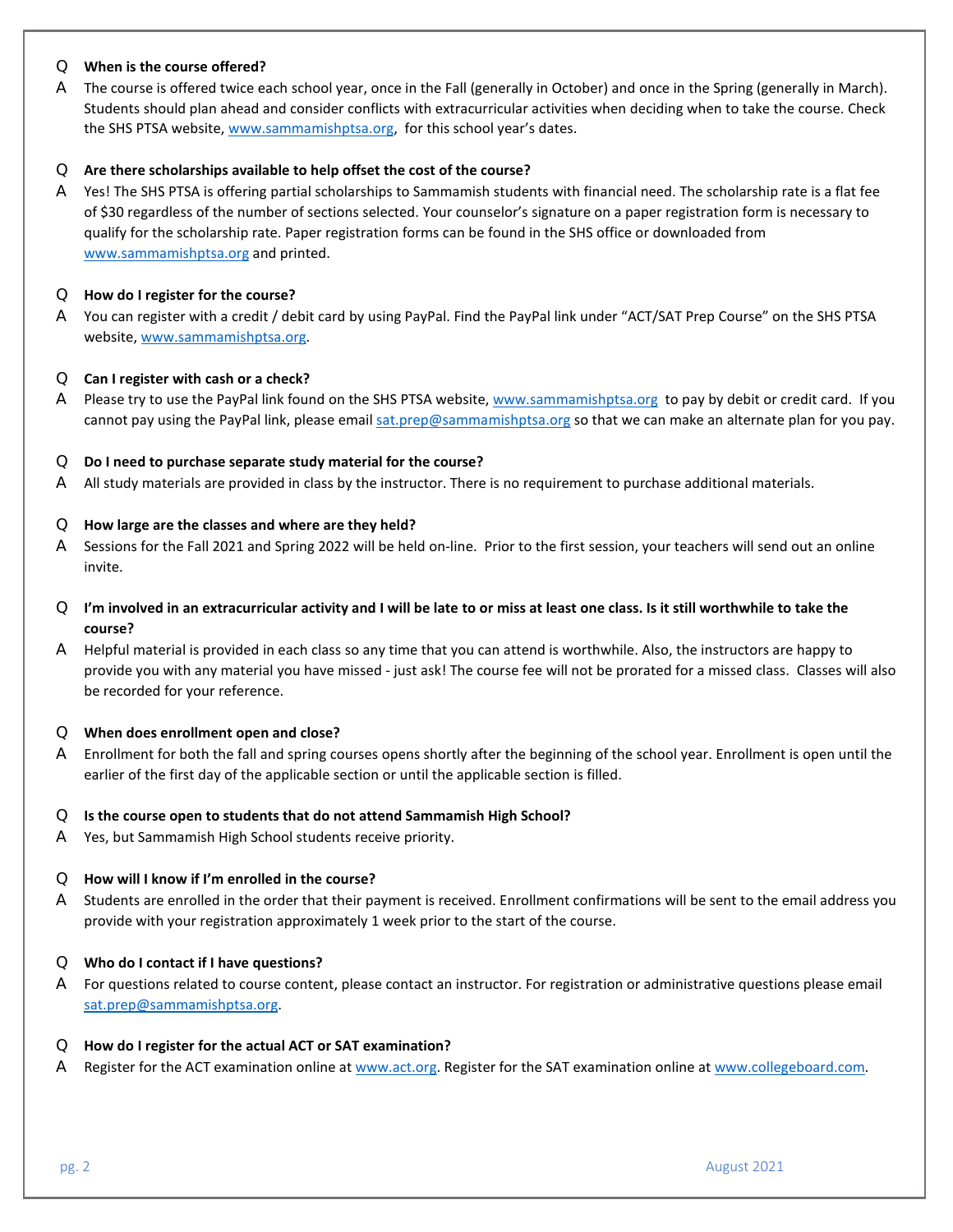**Q When is the course offered?**

A The course is offered twice each school year, once in the Fall (generally in October) and once in the Spring (generally in March). Students should plan ahead and consider conflicts with extracurricular activities when deciding when to take the course. Check the SHS PTSA website, www.sammamishptsa.org, for this school year's dates.

**Q Are there scholarships available to help offset the cost of the course?**

A Yes! The SHS PTSA is offering partial scholarships to Sammamish students with financial need. The scholarship rate is a flat fee of $30 regardless of the number of sections selected. Your counselor's signature on a paper registration form is necessary to qualify for the scholarship rate. Paper registration forms can be found in the SHS office or downloaded from www.sammamishptsa.org and printed.

**Q How do I register for the course?**

A You can register with a credit / debit card by using PayPal. Find the PayPal link under "ACT/SAT Prep Course" on the SHS PTSA website, www.sammamishptsa.org.

**Q Can I register with cash or a check?**

A Please try to use the PayPal link found on the SHS PTSA website, www.sammamishptsa.org to pay by debit or credit card. If you cannot pay using the PayPal link, please email sat.prep@sammamishptsa.org so that we can make an alternate plan for you pay.

**Q Do I need to purchase separate study material for the course?**

A All study materials are provided in class by the instructor. There is no requirement to purchase additional materials.

**Q How large are the classes and where are they held?**

A Sessions for the Fall 2021 and Spring 2022 will be held on-line. Prior to the first session, your teachers will send out an online invite.

**Q I'm involved in an extracurricular activity and I will be late to or miss at least one class. Is it still worthwhile to take the course?**

A Helpful material is provided in each class so any time that you can attend is worthwhile. Also, the instructors are happy to provide you with any material you have missed - just ask! The course fee will not be prorated for a missed class. Classes will also be recorded for your reference.

**Q When does enrollment open and close?**

A Enrollment for both the fall and spring courses opens shortly after the beginning of the school year. Enrollment is open until the earlier of the first day of the applicable section or until the applicable section is filled.

**Q Is the course open to students that do not attend Sammamish High School?**

A Yes, but Sammamish High School students receive priority.

**Q How will I know if I'm enrolled in the course?**

A Students are enrolled in the order that their payment is received. Enrollment confirmations will be sent to the email address you provide with your registration approximately 1 week prior to the start of the course.

**Q Who do I contact if I have questions?**

A For questions related to course content, please contact an instructor. For registration or administrative questions please email sat.prep@sammamishptsa.org.

**Q How do I register for the actual ACT or SAT examination?**

A Register for the ACT examination online at www.act.org. Register for the SAT examination online at www.collegeboard.com.

August 2021